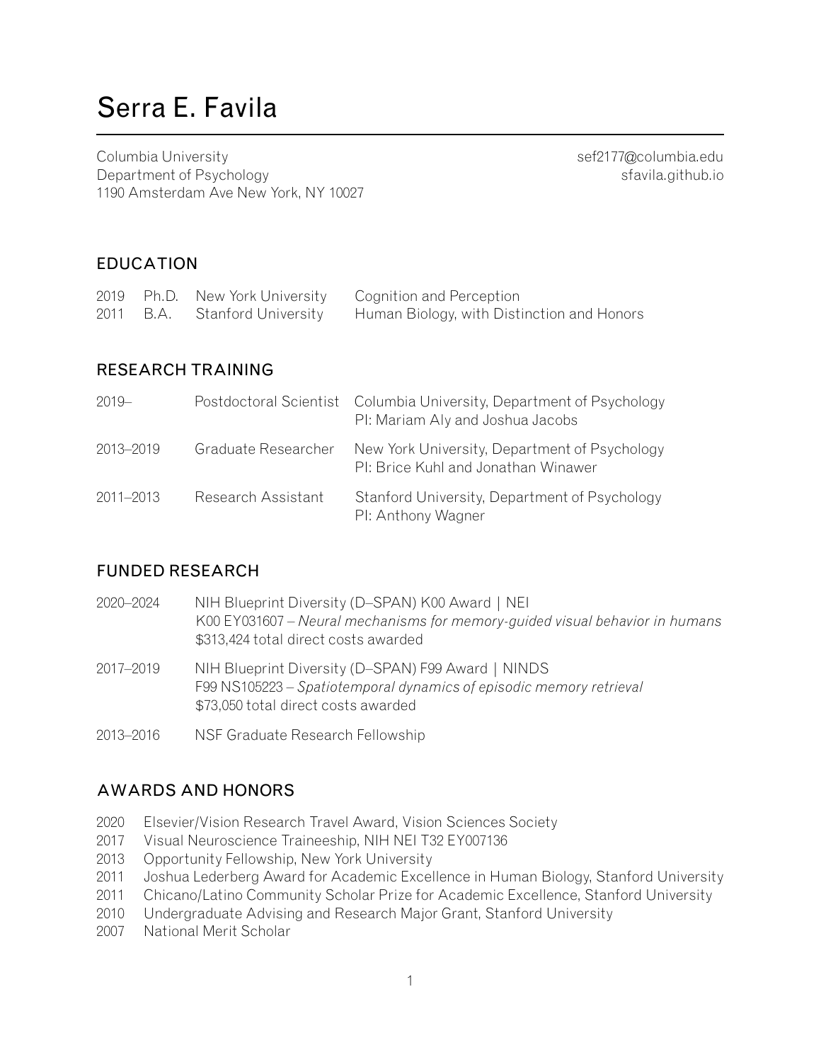# Serra E. Favila

Columbia University
Department of Psychology
1190 Amsterdam Ave New York, NY 10027

sef2177@columbia.edu
sfavila.github.io

## EDUCATION

| | | | |
|---|---|---|---|
| 2019 | Ph.D. | New York University | Cognition and Perception |
| 2011 | B.A. | Stanford University | Human Biology, with Distinction and Honors |

## RESEARCH TRAINING

| | | |
|---|---|---|
| 2019– | Postdoctoral Scientist | Columbia University, Department of Psychology<br>PI: Mariam Aly and Joshua Jacobs |
| 2013–2019 | Graduate Researcher | New York University, Department of Psychology<br>PI: Brice Kuhl and Jonathan Winawer |
| 2011–2013 | Research Assistant | Stanford University, Department of Psychology<br>PI: Anthony Wagner |

## FUNDED RESEARCH

2020–2024 NIH Blueprint Diversity (D–SPAN) K00 Award | NEI
K00 EY031607 – *Neural mechanisms for memory-guided visual behavior in humans*
$313,424 total direct costs awarded

2017–2019 NIH Blueprint Diversity (D–SPAN) F99 Award | NINDS
F99 NS105223 – *Spatiotemporal dynamics of episodic memory retrieval*
$73,050 total direct costs awarded

2013–2016 NSF Graduate Research Fellowship

## AWARDS AND HONORS

- 2020 Elsevier/Vision Research Travel Award, Vision Sciences Society
- 2017 Visual Neuroscience Traineeship, NIH NEI T32 EY007136
- 2013 Opportunity Fellowship, New York University
- 2011 Joshua Lederberg Award for Academic Excellence in Human Biology, Stanford University
- 2011 Chicano/Latino Community Scholar Prize for Academic Excellence, Stanford University
- 2010 Undergraduate Advising and Research Major Grant, Stanford University
- 2007 National Merit Scholar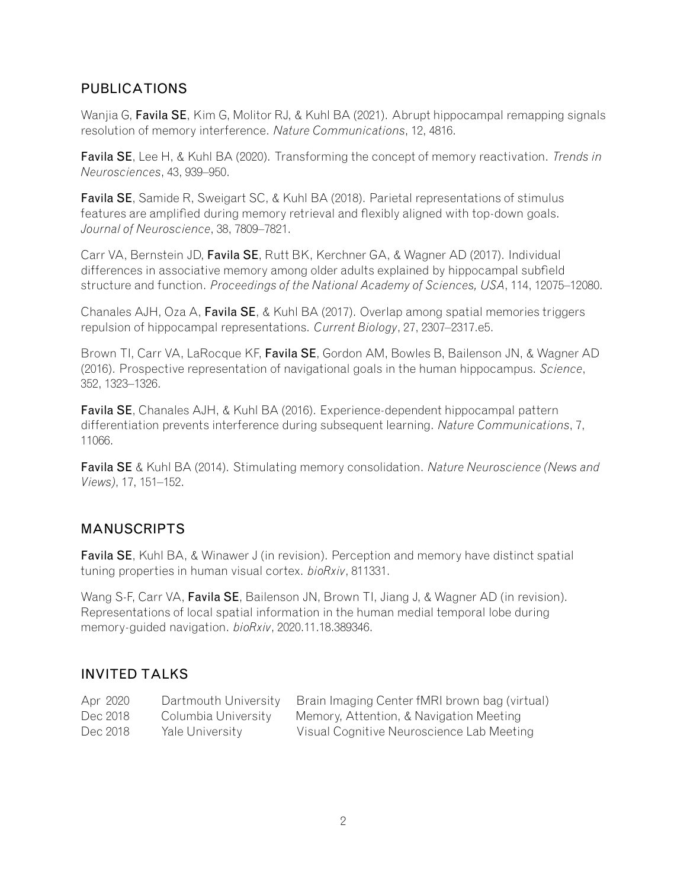## PUBLICATIONS

Wanjia G, **Favila SE**, Kim G, Molitor RJ, & Kuhl BA (2021). Abrupt hippocampal remapping signals resolution of memory interference. *Nature Communications*, 12, 4816.

**Favila SE**, Lee H, & Kuhl BA (2020). Transforming the concept of memory reactivation. *Trends in Neurosciences*, 43, 939–950.

**Favila SE**, Samide R, Sweigart SC, & Kuhl BA (2018). Parietal representations of stimulus features are amplified during memory retrieval and flexibly aligned with top-down goals. *Journal of Neuroscience*, 38, 7809–7821.

Carr VA, Bernstein JD, **Favila SE**, Rutt BK, Kerchner GA, & Wagner AD (2017). Individual differences in associative memory among older adults explained by hippocampal subfield structure and function. *Proceedings of the National Academy of Sciences, USA*, 114, 12075–12080.

Chanales AJH, Oza A, **Favila SE**, & Kuhl BA (2017). Overlap among spatial memories triggers repulsion of hippocampal representations. *Current Biology*, 27, 2307–2317.e5.

Brown TI, Carr VA, LaRocque KF, **Favila SE**, Gordon AM, Bowles B, Bailenson JN, & Wagner AD (2016). Prospective representation of navigational goals in the human hippocampus. *Science*, 352, 1323–1326.

**Favila SE**, Chanales AJH, & Kuhl BA (2016). Experience-dependent hippocampal pattern differentiation prevents interference during subsequent learning. *Nature Communications*, 7, 11066.

**Favila SE** & Kuhl BA (2014). Stimulating memory consolidation. *Nature Neuroscience (News and Views)*, 17, 151–152.

## MANUSCRIPTS

**Favila SE**, Kuhl BA, & Winawer J (in revision). Perception and memory have distinct spatial tuning properties in human visual cortex. *bioRxiv*, 811331.

Wang S-F, Carr VA, **Favila SE**, Bailenson JN, Brown TI, Jiang J, & Wagner AD (in revision). Representations of local spatial information in the human medial temporal lobe during memory-guided navigation. *bioRxiv*, 2020.11.18.389346.

## INVITED TALKS

| | | |
|---|---|---|
| Apr 2020 | Dartmouth University | Brain Imaging Center fMRI brown bag (virtual) |
| Dec 2018 | Columbia University | Memory, Attention, & Navigation Meeting |
| Dec 2018 | Yale University | Visual Cognitive Neuroscience Lab Meeting |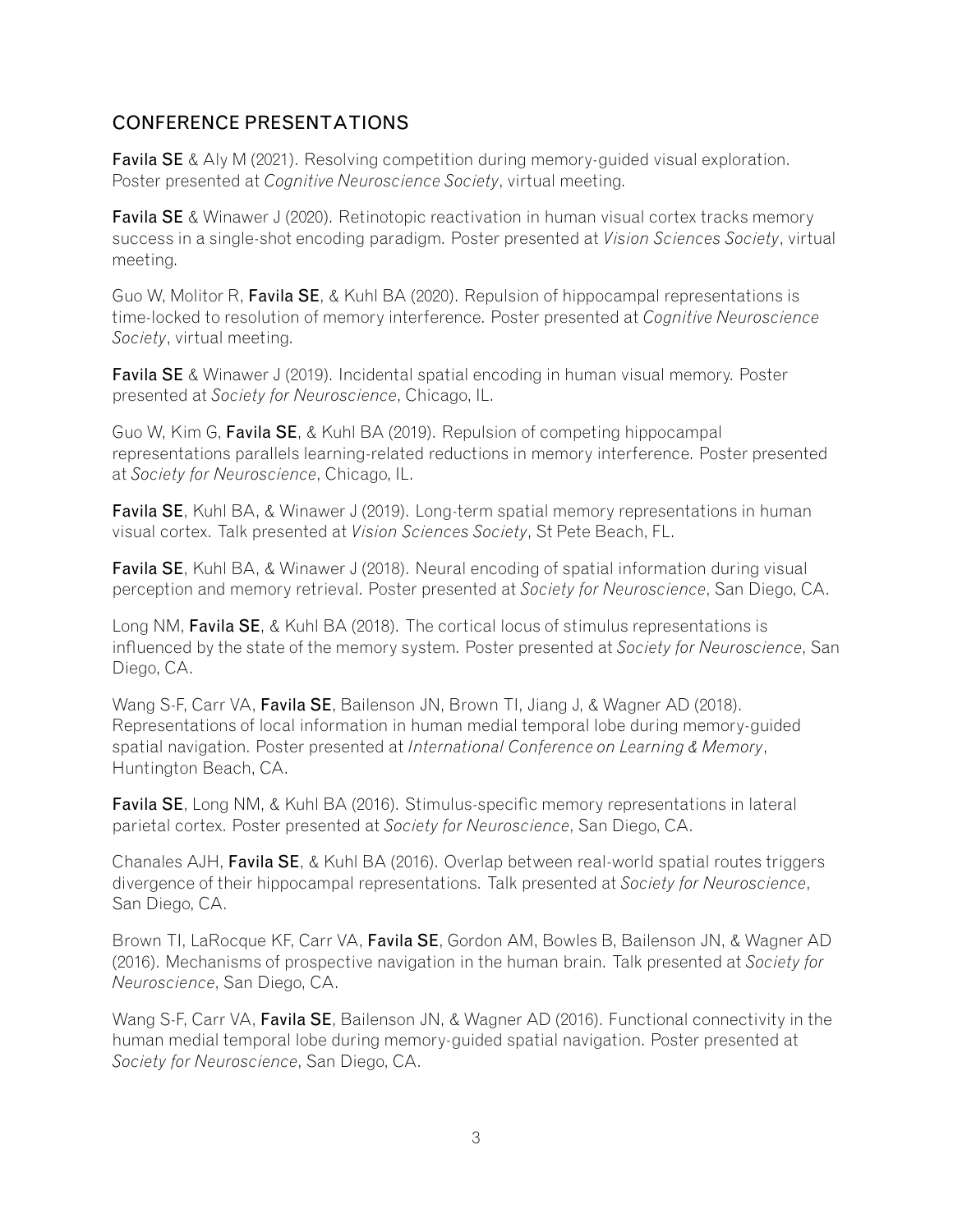## CONFERENCE PRESENTATIONS

**Favila SE** & Aly M (2021). Resolving competition during memory-guided visual exploration. Poster presented at *Cognitive Neuroscience Society*, virtual meeting.

**Favila SE** & Winawer J (2020). Retinotopic reactivation in human visual cortex tracks memory success in a single-shot encoding paradigm. Poster presented at *Vision Sciences Society*, virtual meeting.

Guo W, Molitor R, **Favila SE**, & Kuhl BA (2020). Repulsion of hippocampal representations is time-locked to resolution of memory interference. Poster presented at *Cognitive Neuroscience Society*, virtual meeting.

**Favila SE** & Winawer J (2019). Incidental spatial encoding in human visual memory. Poster presented at *Society for Neuroscience*, Chicago, IL.

Guo W, Kim G, **Favila SE**, & Kuhl BA (2019). Repulsion of competing hippocampal representations parallels learning-related reductions in memory interference. Poster presented at *Society for Neuroscience*, Chicago, IL.

**Favila SE**, Kuhl BA, & Winawer J (2019). Long-term spatial memory representations in human visual cortex. Talk presented at *Vision Sciences Society*, St Pete Beach, FL.

**Favila SE**, Kuhl BA, & Winawer J (2018). Neural encoding of spatial information during visual perception and memory retrieval. Poster presented at *Society for Neuroscience*, San Diego, CA.

Long NM, **Favila SE**, & Kuhl BA (2018). The cortical locus of stimulus representations is influenced by the state of the memory system. Poster presented at *Society for Neuroscience*, San Diego, CA.

Wang S-F, Carr VA, **Favila SE**, Bailenson JN, Brown TI, Jiang J, & Wagner AD (2018). Representations of local information in human medial temporal lobe during memory-guided spatial navigation. Poster presented at *International Conference on Learning & Memory*, Huntington Beach, CA.

**Favila SE**, Long NM, & Kuhl BA (2016). Stimulus-specific memory representations in lateral parietal cortex. Poster presented at *Society for Neuroscience*, San Diego, CA.

Chanales AJH, **Favila SE**, & Kuhl BA (2016). Overlap between real-world spatial routes triggers divergence of their hippocampal representations. Talk presented at *Society for Neuroscience*, San Diego, CA.

Brown TI, LaRocque KF, Carr VA, **Favila SE**, Gordon AM, Bowles B, Bailenson JN, & Wagner AD (2016). Mechanisms of prospective navigation in the human brain. Talk presented at *Society for Neuroscience*, San Diego, CA.

Wang S-F, Carr VA, **Favila SE**, Bailenson JN, & Wagner AD (2016). Functional connectivity in the human medial temporal lobe during memory-guided spatial navigation. Poster presented at *Society for Neuroscience*, San Diego, CA.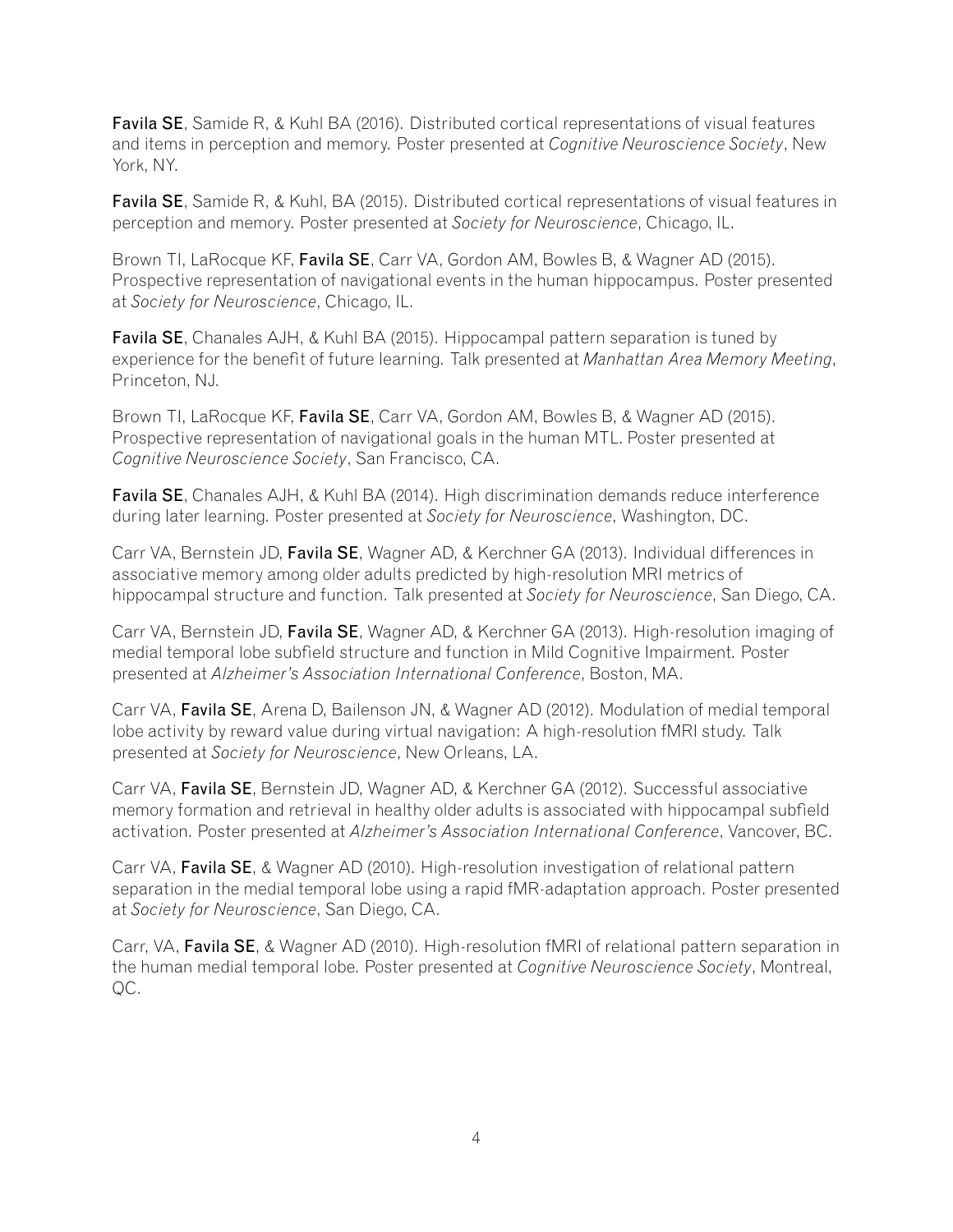**Favila SE**, Samide R, & Kuhl BA (2016). Distributed cortical representations of visual features and items in perception and memory. Poster presented at *Cognitive Neuroscience Society*, New York, NY.

**Favila SE**, Samide R, & Kuhl, BA (2015). Distributed cortical representations of visual features in perception and memory. Poster presented at *Society for Neuroscience*, Chicago, IL.

Brown TI, LaRocque KF, **Favila SE**, Carr VA, Gordon AM, Bowles B, & Wagner AD (2015). Prospective representation of navigational events in the human hippocampus. Poster presented at *Society for Neuroscience*, Chicago, IL.

**Favila SE**, Chanales AJH, & Kuhl BA (2015). Hippocampal pattern separation is tuned by experience for the benefit of future learning. Talk presented at *Manhattan Area Memory Meeting*, Princeton, NJ.

Brown TI, LaRocque KF, **Favila SE**, Carr VA, Gordon AM, Bowles B, & Wagner AD (2015). Prospective representation of navigational goals in the human MTL. Poster presented at *Cognitive Neuroscience Society*, San Francisco, CA.

**Favila SE**, Chanales AJH, & Kuhl BA (2014). High discrimination demands reduce interference during later learning. Poster presented at *Society for Neuroscience*, Washington, DC.

Carr VA, Bernstein JD, **Favila SE**, Wagner AD, & Kerchner GA (2013). Individual differences in associative memory among older adults predicted by high-resolution MRI metrics of hippocampal structure and function. Talk presented at *Society for Neuroscience*, San Diego, CA.

Carr VA, Bernstein JD, **Favila SE**, Wagner AD, & Kerchner GA (2013). High-resolution imaging of medial temporal lobe subfield structure and function in Mild Cognitive Impairment. Poster presented at *Alzheimer's Association International Conference*, Boston, MA.

Carr VA, **Favila SE**, Arena D, Bailenson JN, & Wagner AD (2012). Modulation of medial temporal lobe activity by reward value during virtual navigation: A high-resolution fMRI study. Talk presented at *Society for Neuroscience*, New Orleans, LA.

Carr VA, **Favila SE**, Bernstein JD, Wagner AD, & Kerchner GA (2012). Successful associative memory formation and retrieval in healthy older adults is associated with hippocampal subfield activation. Poster presented at *Alzheimer's Association International Conference*, Vancover, BC.

Carr VA, **Favila SE**, & Wagner AD (2010). High-resolution investigation of relational pattern separation in the medial temporal lobe using a rapid fMR-adaptation approach. Poster presented at *Society for Neuroscience*, San Diego, CA.

Carr, VA, **Favila SE**, & Wagner AD (2010). High-resolution fMRI of relational pattern separation in the human medial temporal lobe. Poster presented at *Cognitive Neuroscience Society*, Montreal, QC.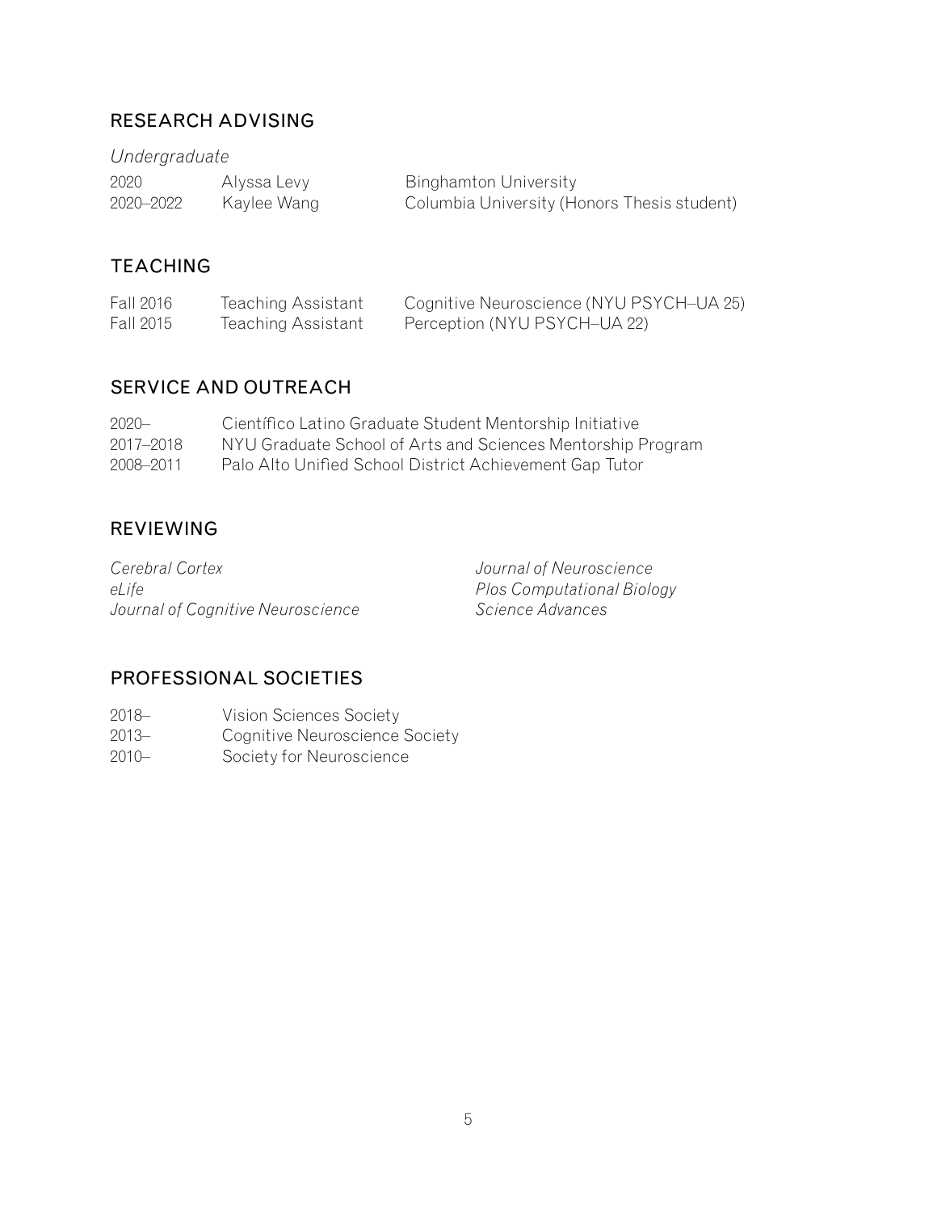## RESEARCH ADVISING

*Undergraduate*

| | | |
|---|---|---|
| 2020 | Alyssa Levy | Binghamton University |
| 2020–2022 | Kaylee Wang | Columbia University (Honors Thesis student) |

## TEACHING

| | | |
|---|---|---|
| Fall 2016 | Teaching Assistant | Cognitive Neuroscience (NYU PSYCH–UA 25) |
| Fall 2015 | Teaching Assistant | Perception (NYU PSYCH–UA 22) |

## SERVICE AND OUTREACH

| | |
|---|---|
| 2020– | Científico Latino Graduate Student Mentorship Initiative |
| 2017–2018 | NYU Graduate School of Arts and Sciences Mentorship Program |
| 2008–2011 | Palo Alto Unified School District Achievement Gap Tutor |

## REVIEWING

*Cerebral Cortex*
*eLife*
*Journal of Cognitive Neuroscience*
*Journal of Neuroscience*
*Plos Computational Biology*
*Science Advances*

## PROFESSIONAL SOCIETIES

| | |
|---|---|
| 2018– | Vision Sciences Society |
| 2013– | Cognitive Neuroscience Society |
| 2010– | Society for Neuroscience |